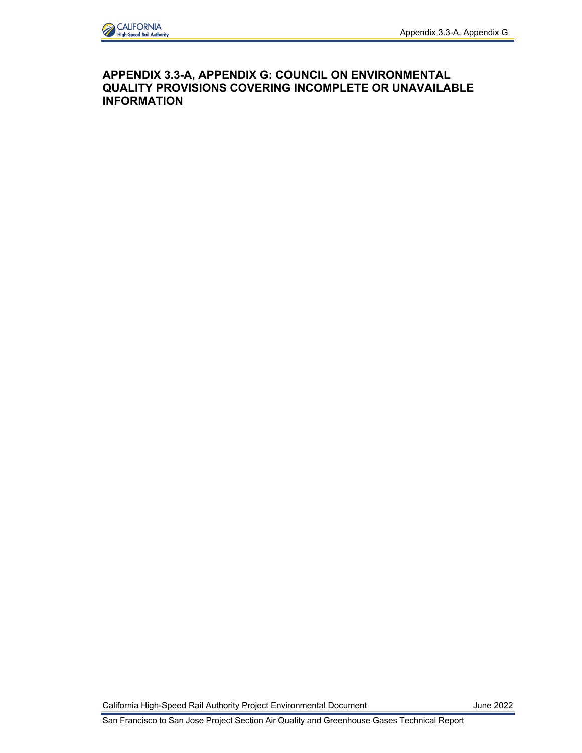# APPENDIX 3.3-A, APPENDIX G: COUNCIL ON ENVIRONMENTAL QUALITY PROVISIONS COVERING INCOMPLETE OR UNAVAILABLE INFORMATION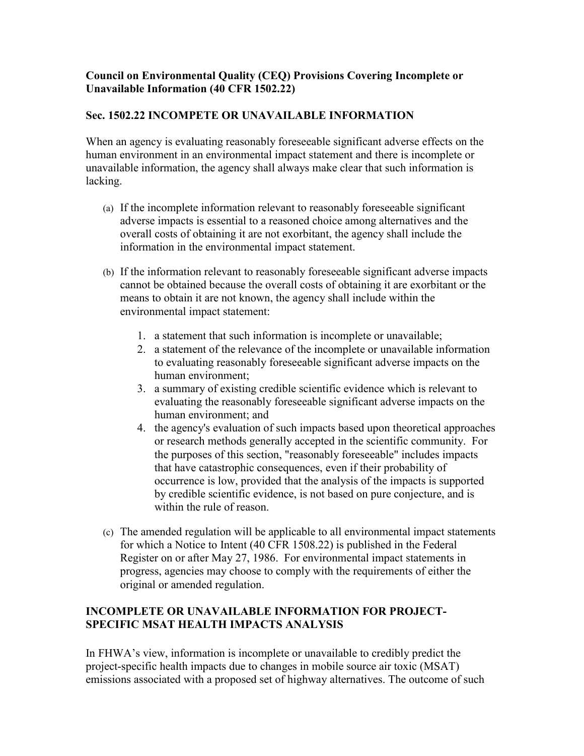**Council on Environmental Quality (CEQ) Provisions Covering Incomplete or Unavailable Information (40 CFR 1502.22)**

**Sec. 1502.22 INCOMPETE OR UNAVAILABLE INFORMATION**

When an agency is evaluating reasonably foreseeable significant adverse effects on the human environment in an environmental impact statement and there is incomplete or unavailable information, the agency shall always make clear that such information is lacking.

(a) If the incomplete information relevant to reasonably foreseeable significant adverse impacts is essential to a reasoned choice among alternatives and the overall costs of obtaining it are not exorbitant, the agency shall include the information in the environmental impact statement.

(b) If the information relevant to reasonably foreseeable significant adverse impacts cannot be obtained because the overall costs of obtaining it are exorbitant or the means to obtain it are not known, the agency shall include within the environmental impact statement:

1. a statement that such information is incomplete or unavailable;
2. a statement of the relevance of the incomplete or unavailable information to evaluating reasonably foreseeable significant adverse impacts on the human environment;
3. a summary of existing credible scientific evidence which is relevant to evaluating the reasonably foreseeable significant adverse impacts on the human environment; and
4. the agency's evaluation of such impacts based upon theoretical approaches or research methods generally accepted in the scientific community. For the purposes of this section, "reasonably foreseeable" includes impacts that have catastrophic consequences, even if their probability of occurrence is low, provided that the analysis of the impacts is supported by credible scientific evidence, is not based on pure conjecture, and is within the rule of reason.

(c) The amended regulation will be applicable to all environmental impact statements for which a Notice to Intent (40 CFR 1508.22) is published in the Federal Register on or after May 27, 1986. For environmental impact statements in progress, agencies may choose to comply with the requirements of either the original or amended regulation.

**INCOMPLETE OR UNAVAILABLE INFORMATION FOR PROJECT-SPECIFIC MSAT HEALTH IMPACTS ANALYSIS**

In FHWA's view, information is incomplete or unavailable to credibly predict the project-specific health impacts due to changes in mobile source air toxic (MSAT) emissions associated with a proposed set of highway alternatives. The outcome of such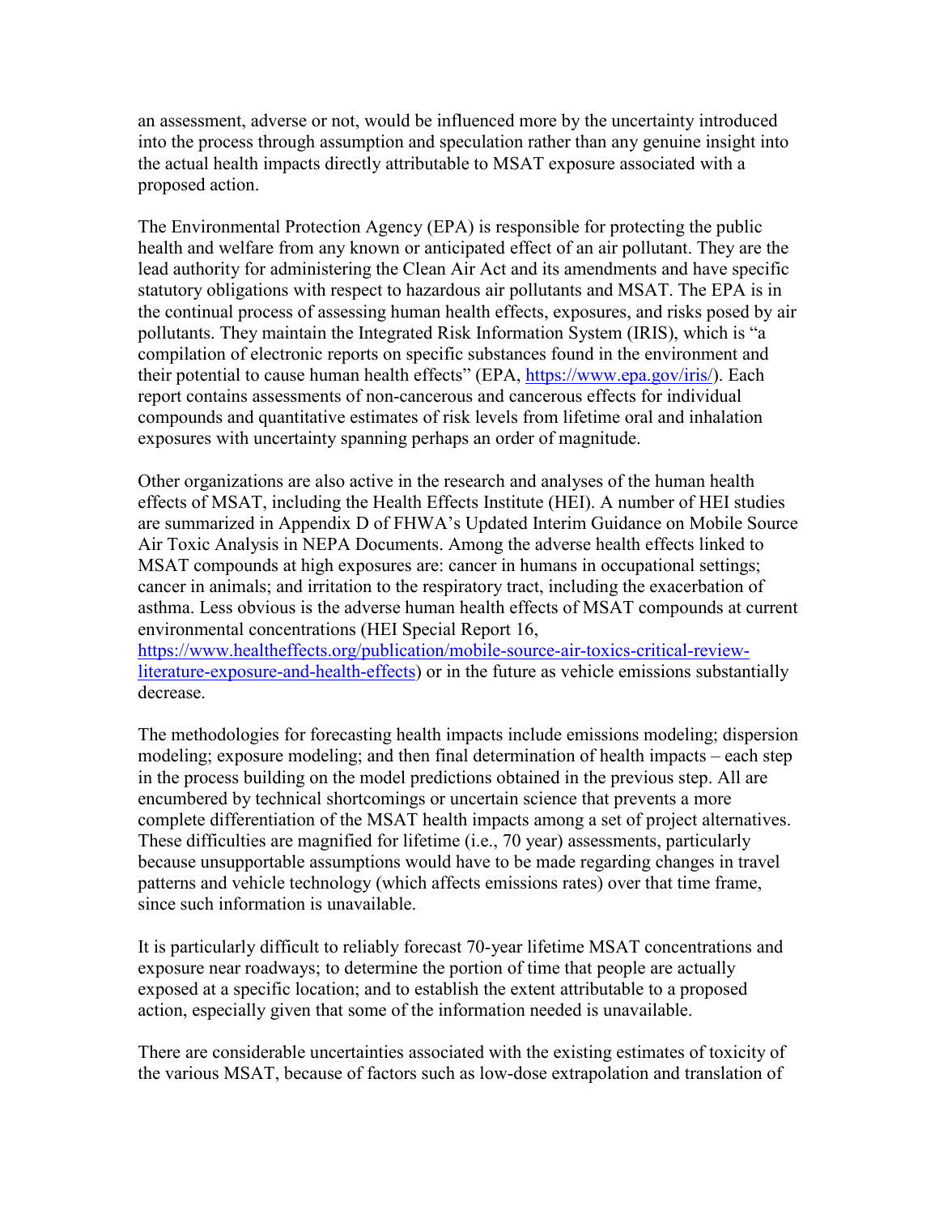an assessment, adverse or not, would be influenced more by the uncertainty introduced into the process through assumption and speculation rather than any genuine insight into the actual health impacts directly attributable to MSAT exposure associated with a proposed action.

The Environmental Protection Agency (EPA) is responsible for protecting the public health and welfare from any known or anticipated effect of an air pollutant. They are the lead authority for administering the Clean Air Act and its amendments and have specific statutory obligations with respect to hazardous air pollutants and MSAT. The EPA is in the continual process of assessing human health effects, exposures, and risks posed by air pollutants. They maintain the Integrated Risk Information System (IRIS), which is "a compilation of electronic reports on specific substances found in the environment and their potential to cause human health effects" (EPA, https://www.epa.gov/iris/). Each report contains assessments of non-cancerous and cancerous effects for individual compounds and quantitative estimates of risk levels from lifetime oral and inhalation exposures with uncertainty spanning perhaps an order of magnitude.

Other organizations are also active in the research and analyses of the human health effects of MSAT, including the Health Effects Institute (HEI). A number of HEI studies are summarized in Appendix D of FHWA's Updated Interim Guidance on Mobile Source Air Toxic Analysis in NEPA Documents. Among the adverse health effects linked to MSAT compounds at high exposures are: cancer in humans in occupational settings; cancer in animals; and irritation to the respiratory tract, including the exacerbation of asthma. Less obvious is the adverse human health effects of MSAT compounds at current environmental concentrations (HEI Special Report 16, https://www.healtheffects.org/publication/mobile-source-air-toxics-critical-review-literature-exposure-and-health-effects) or in the future as vehicle emissions substantially decrease.

The methodologies for forecasting health impacts include emissions modeling; dispersion modeling; exposure modeling; and then final determination of health impacts – each step in the process building on the model predictions obtained in the previous step. All are encumbered by technical shortcomings or uncertain science that prevents a more complete differentiation of the MSAT health impacts among a set of project alternatives. These difficulties are magnified for lifetime (i.e., 70 year) assessments, particularly because unsupportable assumptions would have to be made regarding changes in travel patterns and vehicle technology (which affects emissions rates) over that time frame, since such information is unavailable.

It is particularly difficult to reliably forecast 70-year lifetime MSAT concentrations and exposure near roadways; to determine the portion of time that people are actually exposed at a specific location; and to establish the extent attributable to a proposed action, especially given that some of the information needed is unavailable.

There are considerable uncertainties associated with the existing estimates of toxicity of the various MSAT, because of factors such as low-dose extrapolation and translation of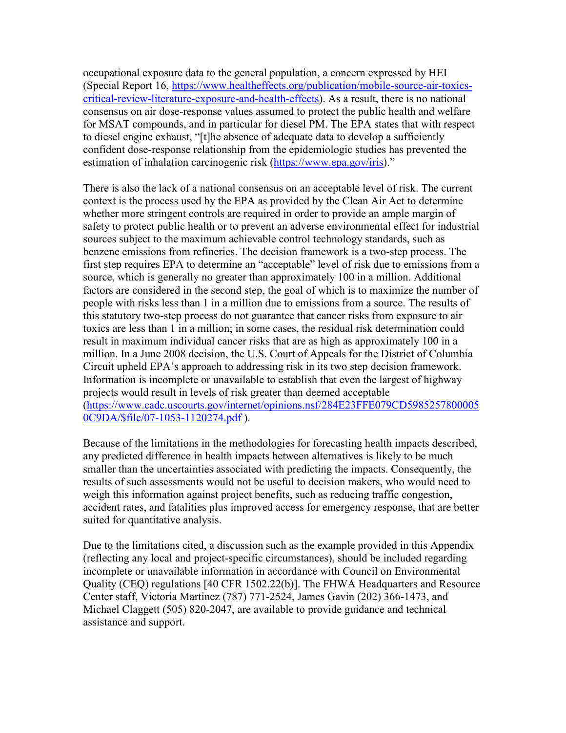occupational exposure data to the general population, a concern expressed by HEI (Special Report 16, https://www.healtheffects.org/publication/mobile-source-air-toxics-critical-review-literature-exposure-and-health-effects). As a result, there is no national consensus on air dose-response values assumed to protect the public health and welfare for MSAT compounds, and in particular for diesel PM. The EPA states that with respect to diesel engine exhaust, "[t]he absence of adequate data to develop a sufficiently confident dose-response relationship from the epidemiologic studies has prevented the estimation of inhalation carcinogenic risk (https://www.epa.gov/iris)."

There is also the lack of a national consensus on an acceptable level of risk. The current context is the process used by the EPA as provided by the Clean Air Act to determine whether more stringent controls are required in order to provide an ample margin of safety to protect public health or to prevent an adverse environmental effect for industrial sources subject to the maximum achievable control technology standards, such as benzene emissions from refineries. The decision framework is a two-step process. The first step requires EPA to determine an "acceptable" level of risk due to emissions from a source, which is generally no greater than approximately 100 in a million. Additional factors are considered in the second step, the goal of which is to maximize the number of people with risks less than 1 in a million due to emissions from a source. The results of this statutory two-step process do not guarantee that cancer risks from exposure to air toxics are less than 1 in a million; in some cases, the residual risk determination could result in maximum individual cancer risks that are as high as approximately 100 in a million. In a June 2008 decision, the U.S. Court of Appeals for the District of Columbia Circuit upheld EPA's approach to addressing risk in its two step decision framework. Information is incomplete or unavailable to establish that even the largest of highway projects would result in levels of risk greater than deemed acceptable (https://www.cadc.uscourts.gov/internet/opinions.nsf/284E23FFE079CD59852578000050C9DA/$file/07-1053-1120274.pdf ).

Because of the limitations in the methodologies for forecasting health impacts described, any predicted difference in health impacts between alternatives is likely to be much smaller than the uncertainties associated with predicting the impacts. Consequently, the results of such assessments would not be useful to decision makers, who would need to weigh this information against project benefits, such as reducing traffic congestion, accident rates, and fatalities plus improved access for emergency response, that are better suited for quantitative analysis.

Due to the limitations cited, a discussion such as the example provided in this Appendix (reflecting any local and project-specific circumstances), should be included regarding incomplete or unavailable information in accordance with Council on Environmental Quality (CEQ) regulations [40 CFR 1502.22(b)]. The FHWA Headquarters and Resource Center staff, Victoria Martinez (787) 771-2524, James Gavin (202) 366-1473, and Michael Claggett (505) 820-2047, are available to provide guidance and technical assistance and support.